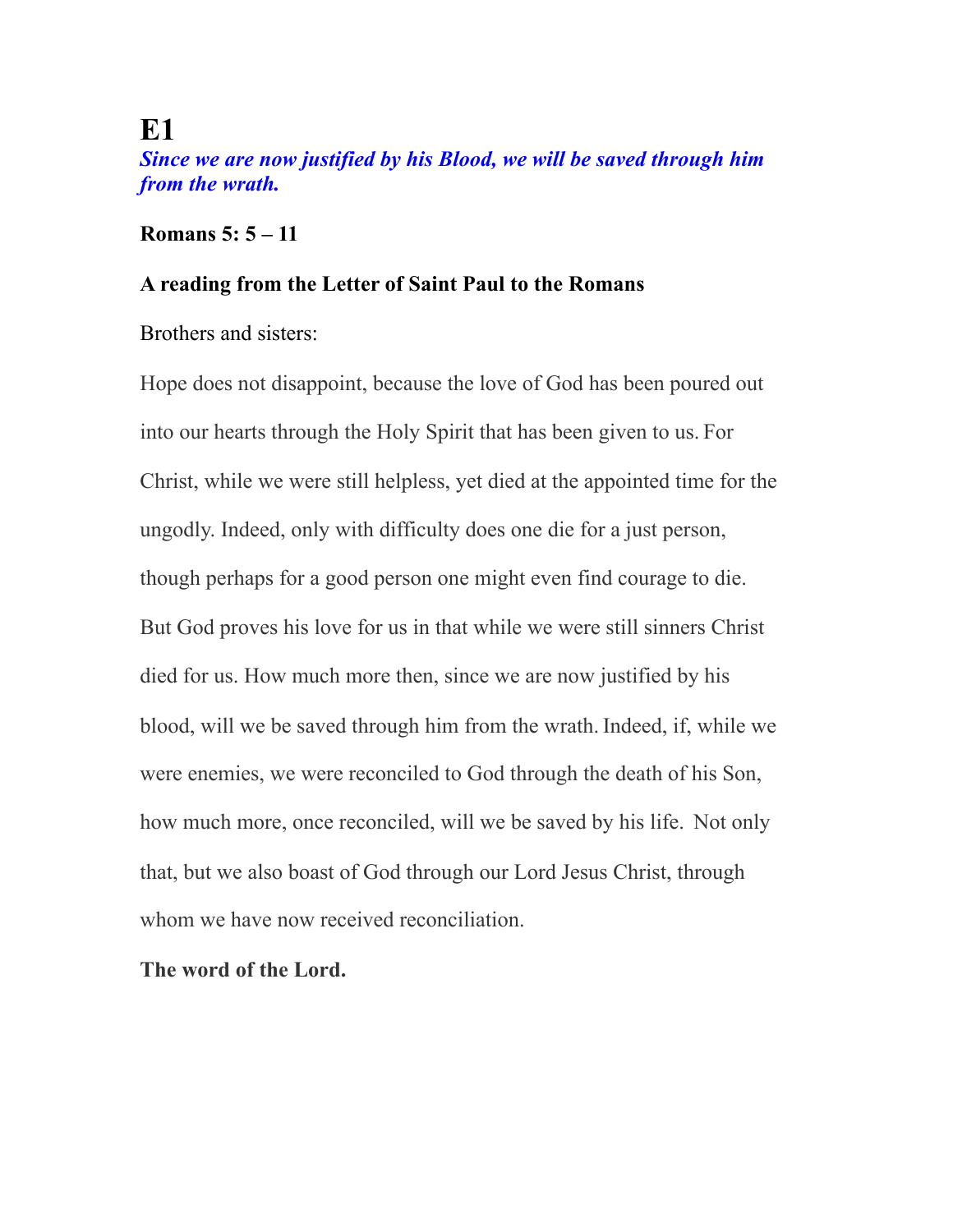# E1

***Since we are now justified by his Blood, we will be saved through him from the wrath.***

**Romans 5: 5 – 11**

**A reading from the Letter of Saint Paul to the Romans**

Brothers and sisters:

Hope does not disappoint, because the love of God has been poured out into our hearts through the Holy Spirit that has been given to us. For Christ, while we were still helpless, yet died at the appointed time for the ungodly. Indeed, only with difficulty does one die for a just person, though perhaps for a good person one might even find courage to die. But God proves his love for us in that while we were still sinners Christ died for us. How much more then, since we are now justified by his blood, will we be saved through him from the wrath. Indeed, if, while we were enemies, we were reconciled to God through the death of his Son, how much more, once reconciled, will we be saved by his life. Not only that, but we also boast of God through our Lord Jesus Christ, through whom we have now received reconciliation.

**The word of the Lord.**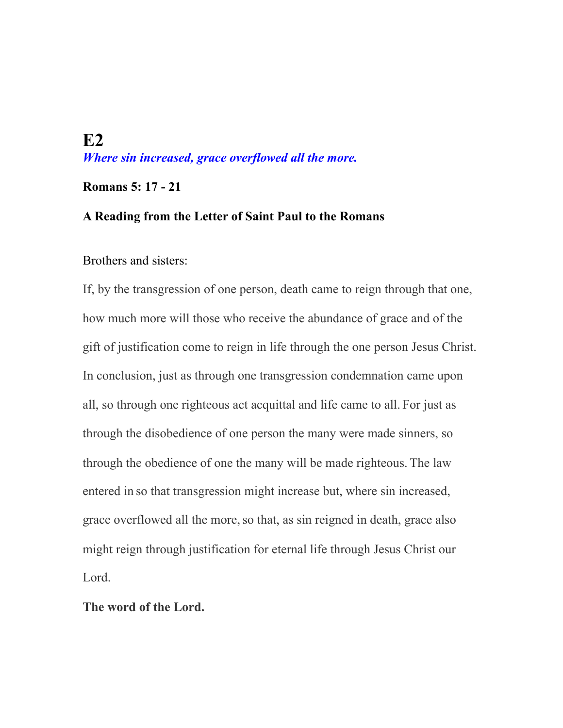# E2

***Where sin increased, grace overflowed all the more.***

**Romans 5: 17 - 21**

**A Reading from the Letter of Saint Paul to the Romans**

Brothers and sisters:

If, by the transgression of one person, death came to reign through that one, how much more will those who receive the abundance of grace and of the gift of justification come to reign in life through the one person Jesus Christ. In conclusion, just as through one transgression condemnation came upon all, so through one righteous act acquittal and life came to all. For just as through the disobedience of one person the many were made sinners, so through the obedience of one the many will be made righteous. The law entered in so that transgression might increase but, where sin increased, grace overflowed all the more, so that, as sin reigned in death, grace also might reign through justification for eternal life through Jesus Christ our Lord.

**The word of the Lord.**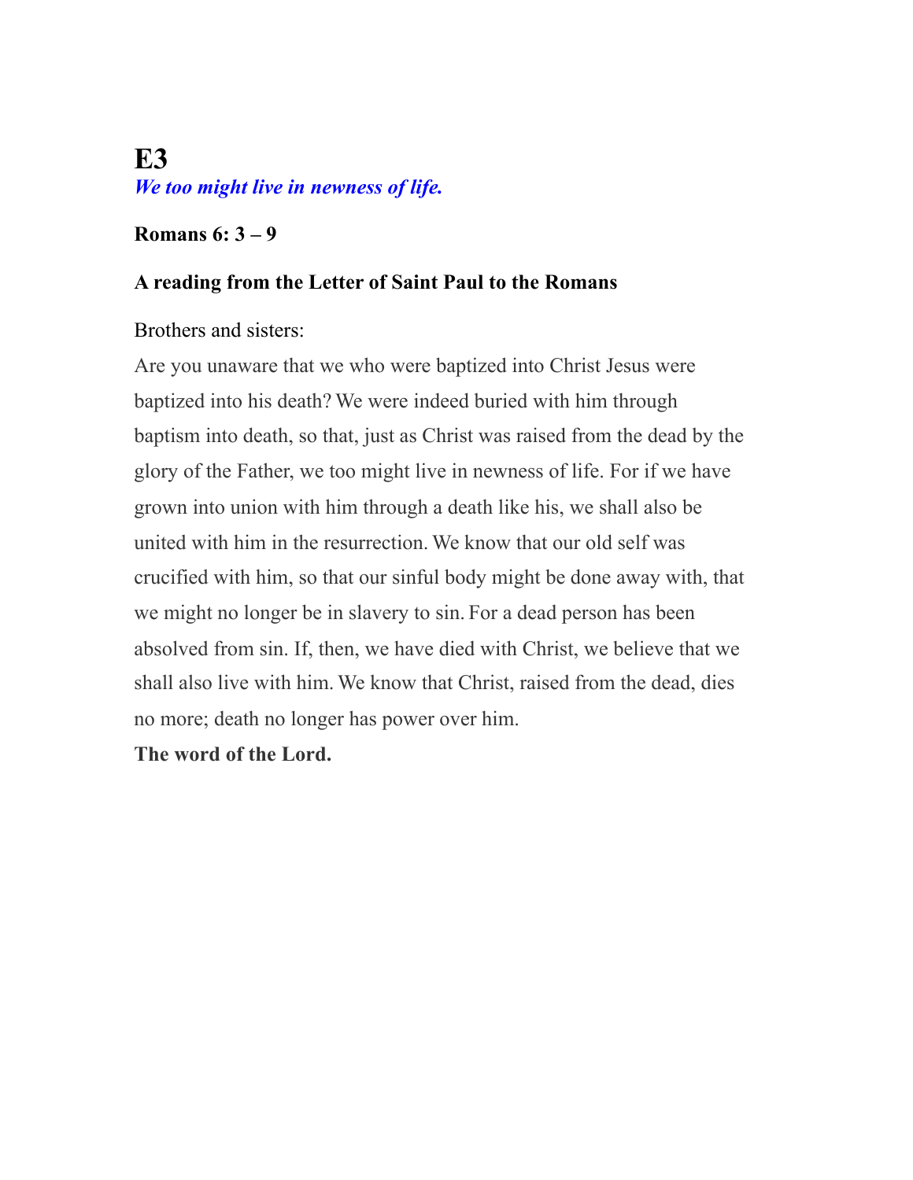# E3

***We too might live in newness of life.***

**Romans 6: 3 – 9**

**A reading from the Letter of Saint Paul to the Romans**

Brothers and sisters:

Are you unaware that we who were baptized into Christ Jesus were baptized into his death? We were indeed buried with him through baptism into death, so that, just as Christ was raised from the dead by the glory of the Father, we too might live in newness of life. For if we have grown into union with him through a death like his, we shall also be united with him in the resurrection. We know that our old self was crucified with him, so that our sinful body might be done away with, that we might no longer be in slavery to sin. For a dead person has been absolved from sin. If, then, we have died with Christ, we believe that we shall also live with him. We know that Christ, raised from the dead, dies no more; death no longer has power over him.

**The word of the Lord.**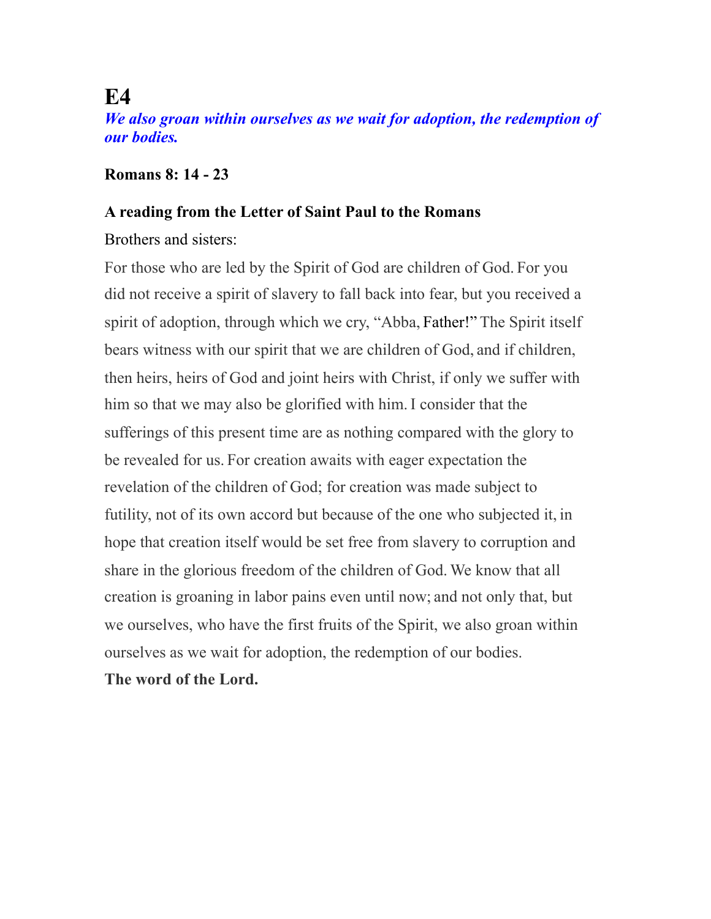# E4

***We also groan within ourselves as we wait for adoption, the redemption of our bodies.***

**Romans 8: 14 - 23**

**A reading from the Letter of Saint Paul to the Romans**

Brothers and sisters:

For those who are led by the Spirit of God are children of God. For you did not receive a spirit of slavery to fall back into fear, but you received a spirit of adoption, through which we cry, "Abba, Father!" The Spirit itself bears witness with our spirit that we are children of God, and if children, then heirs, heirs of God and joint heirs with Christ, if only we suffer with him so that we may also be glorified with him. I consider that the sufferings of this present time are as nothing compared with the glory to be revealed for us. For creation awaits with eager expectation the revelation of the children of God; for creation was made subject to futility, not of its own accord but because of the one who subjected it, in hope that creation itself would be set free from slavery to corruption and share in the glorious freedom of the children of God. We know that all creation is groaning in labor pains even until now; and not only that, but we ourselves, who have the first fruits of the Spirit, we also groan within ourselves as we wait for adoption, the redemption of our bodies.

**The word of the Lord.**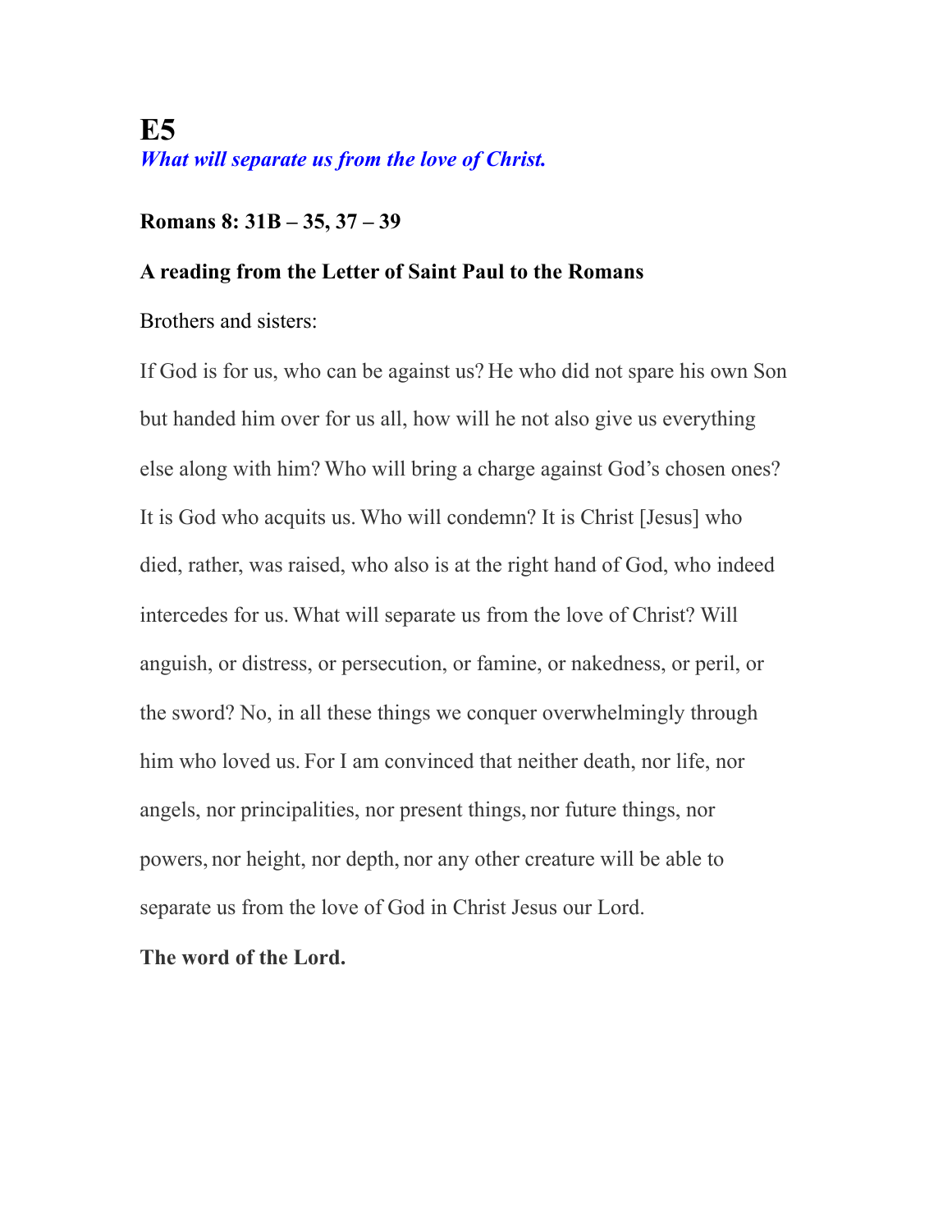# E5

***What will separate us from the love of Christ.***

**Romans 8: 31B – 35, 37 – 39**

**A reading from the Letter of Saint Paul to the Romans**

Brothers and sisters:

If God is for us, who can be against us? He who did not spare his own Son but handed him over for us all, how will he not also give us everything else along with him? Who will bring a charge against God's chosen ones? It is God who acquits us. Who will condemn? It is Christ [Jesus] who died, rather, was raised, who also is at the right hand of God, who indeed intercedes for us. What will separate us from the love of Christ? Will anguish, or distress, or persecution, or famine, or nakedness, or peril, or the sword? No, in all these things we conquer overwhelmingly through him who loved us. For I am convinced that neither death, nor life, nor angels, nor principalities, nor present things, nor future things, nor powers, nor height, nor depth, nor any other creature will be able to separate us from the love of God in Christ Jesus our Lord.

**The word of the Lord.**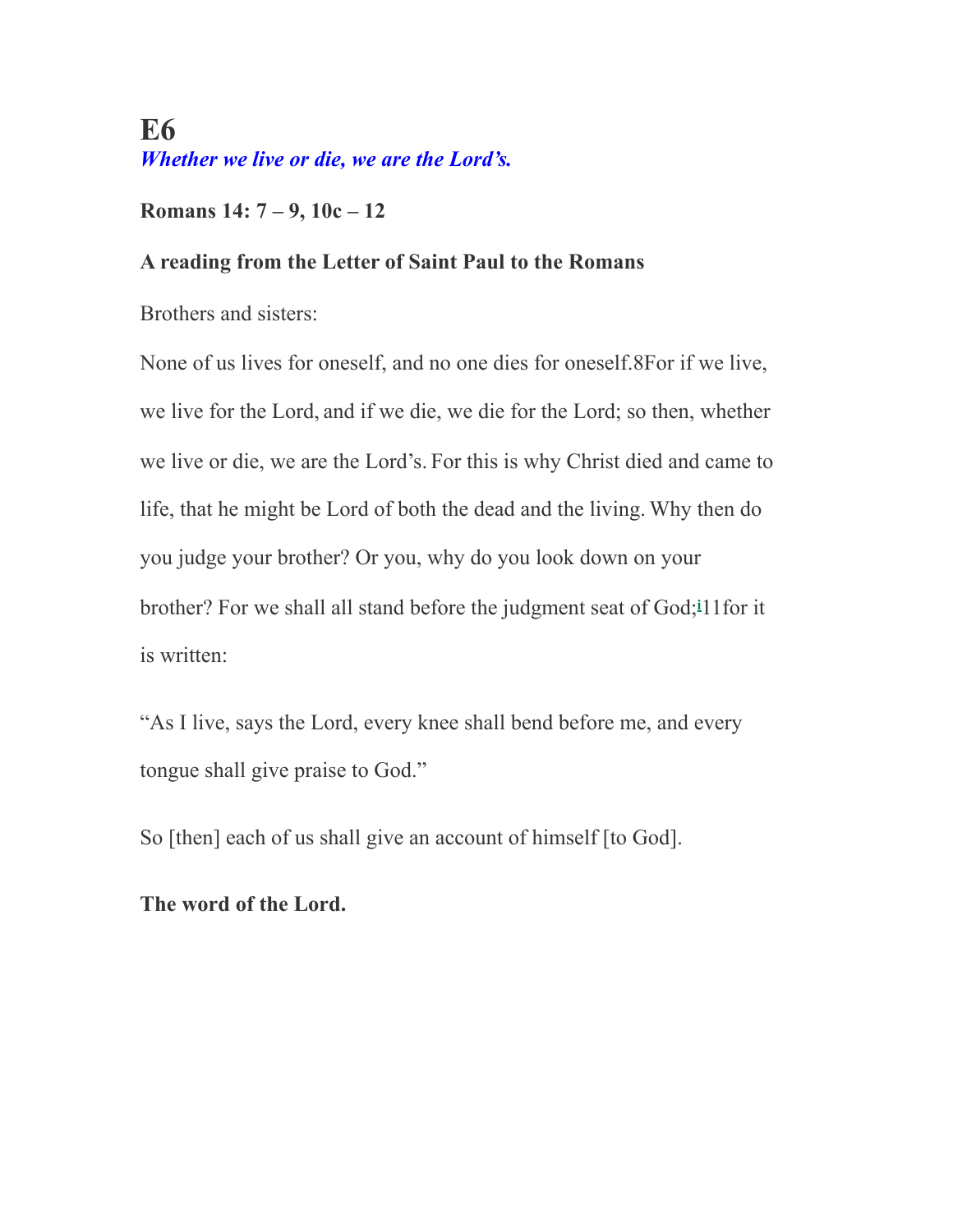# E6

***Whether we live or die, we are the Lord's.***

**Romans 14: 7 – 9, 10c – 12**

**A reading from the Letter of Saint Paul to the Romans**

Brothers and sisters:

None of us lives for oneself, and no one dies for oneself.8For if we live, we live for the Lord, and if we die, we die for the Lord; so then, whether we live or die, we are the Lord's. For this is why Christ died and came to life, that he might be Lord of both the dead and the living. Why then do you judge your brother? Or you, why do you look down on your brother? For we shall all stand before the judgment seat of God;[i]11for it is written:

"As I live, says the Lord, every knee shall bend before me, and every tongue shall give praise to God."

So [then] each of us shall give an account of himself [to God].

**The word of the Lord.**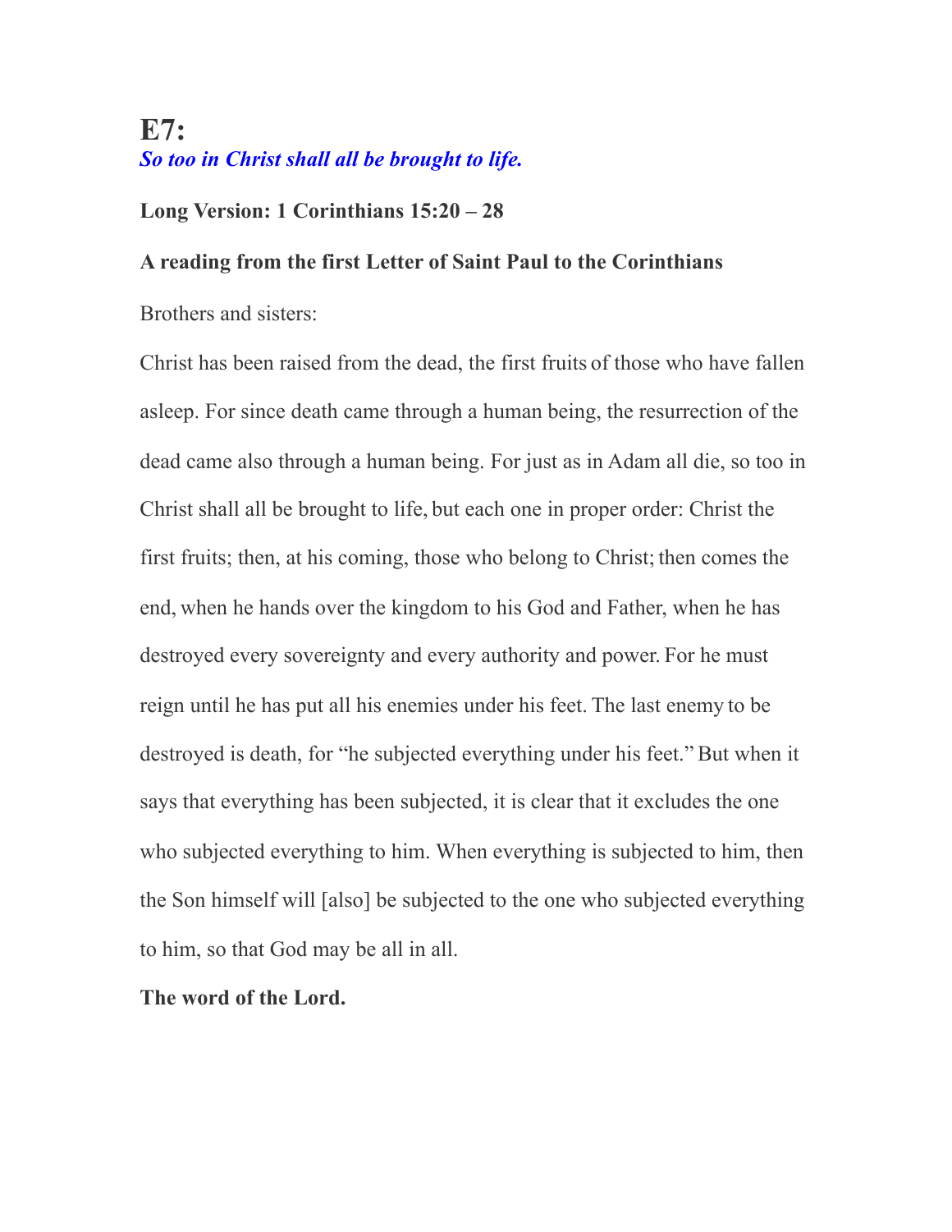# E7:

***So too in Christ shall all be brought to life.***

**Long Version: 1 Corinthians 15:20 – 28**

**A reading from the first Letter of Saint Paul to the Corinthians**

Brothers and sisters:

Christ has been raised from the dead, the first fruits of those who have fallen asleep. For since death came through a human being, the resurrection of the dead came also through a human being. For just as in Adam all die, so too in Christ shall all be brought to life, but each one in proper order: Christ the first fruits; then, at his coming, those who belong to Christ; then comes the end, when he hands over the kingdom to his God and Father, when he has destroyed every sovereignty and every authority and power. For he must reign until he has put all his enemies under his feet. The last enemy to be destroyed is death, for "he subjected everything under his feet." But when it says that everything has been subjected, it is clear that it excludes the one who subjected everything to him. When everything is subjected to him, then the Son himself will [also] be subjected to the one who subjected everything to him, so that God may be all in all.

**The word of the Lord.**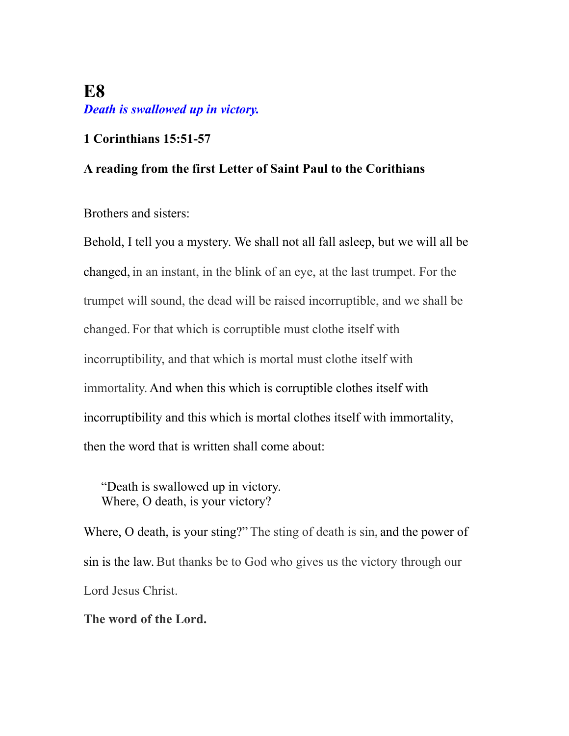# E8

***Death is swallowed up in victory.***

**1 Corinthians 15:51-57**

**A reading from the first Letter of Saint Paul to the Corithians**

Brothers and sisters:

Behold, I tell you a mystery. We shall not all fall asleep, but we will all be changed, in an instant, in the blink of an eye, at the last trumpet. For the trumpet will sound, the dead will be raised incorruptible, and we shall be changed. For that which is corruptible must clothe itself with incorruptibility, and that which is mortal must clothe itself with immortality. And when this which is corruptible clothes itself with incorruptibility and this which is mortal clothes itself with immortality, then the word that is written shall come about:

> "Death is swallowed up in victory.
> Where, O death, is your victory?

Where, O death, is your sting?" The sting of death is sin, and the power of sin is the law. But thanks be to God who gives us the victory through our Lord Jesus Christ.

**The word of the Lord.**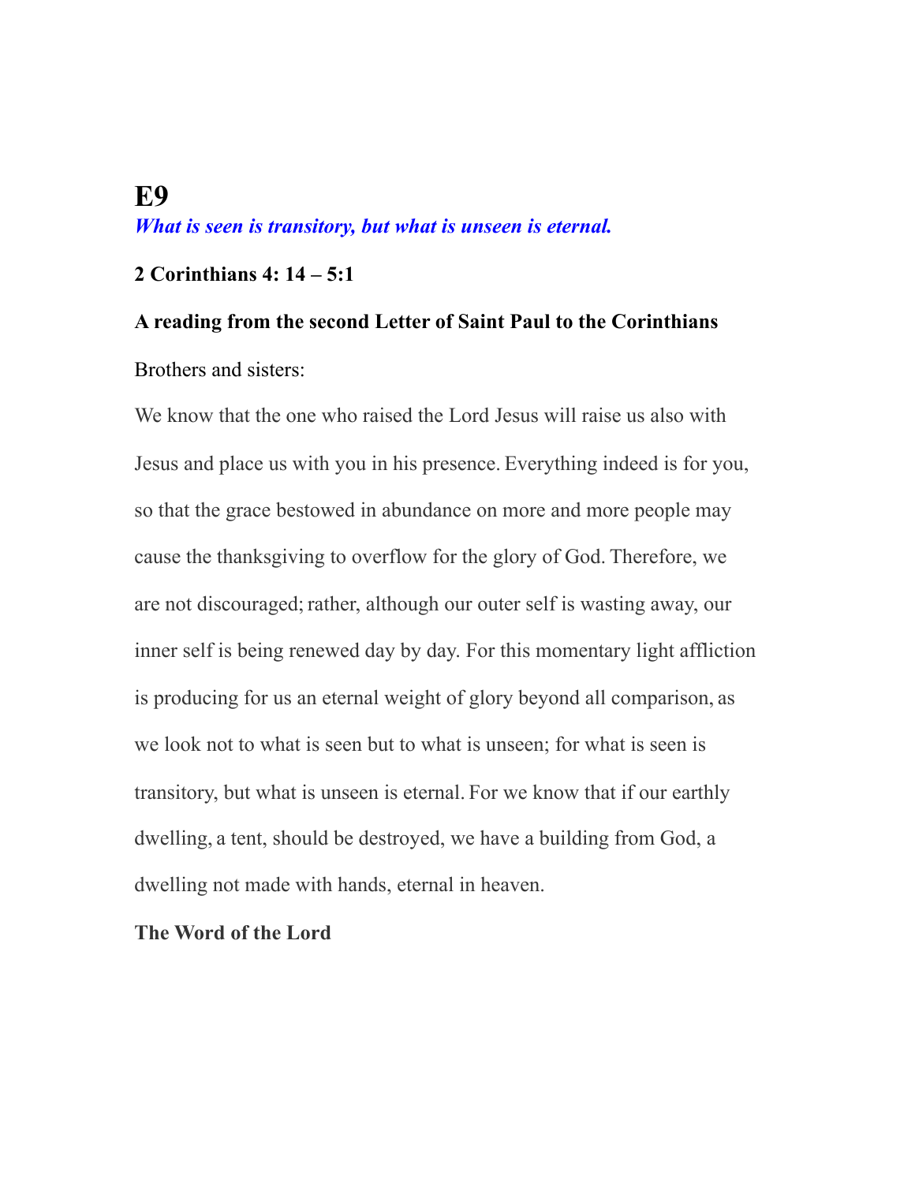# E9

***What is seen is transitory, but what is unseen is eternal.***

**2 Corinthians 4: 14 – 5:1**

**A reading from the second Letter of Saint Paul to the Corinthians**

Brothers and sisters:

We know that the one who raised the Lord Jesus will raise us also with Jesus and place us with you in his presence. Everything indeed is for you, so that the grace bestowed in abundance on more and more people may cause the thanksgiving to overflow for the glory of God. Therefore, we are not discouraged; rather, although our outer self is wasting away, our inner self is being renewed day by day. For this momentary light affliction is producing for us an eternal weight of glory beyond all comparison, as we look not to what is seen but to what is unseen; for what is seen is transitory, but what is unseen is eternal. For we know that if our earthly dwelling, a tent, should be destroyed, we have a building from God, a dwelling not made with hands, eternal in heaven.

**The Word of the Lord**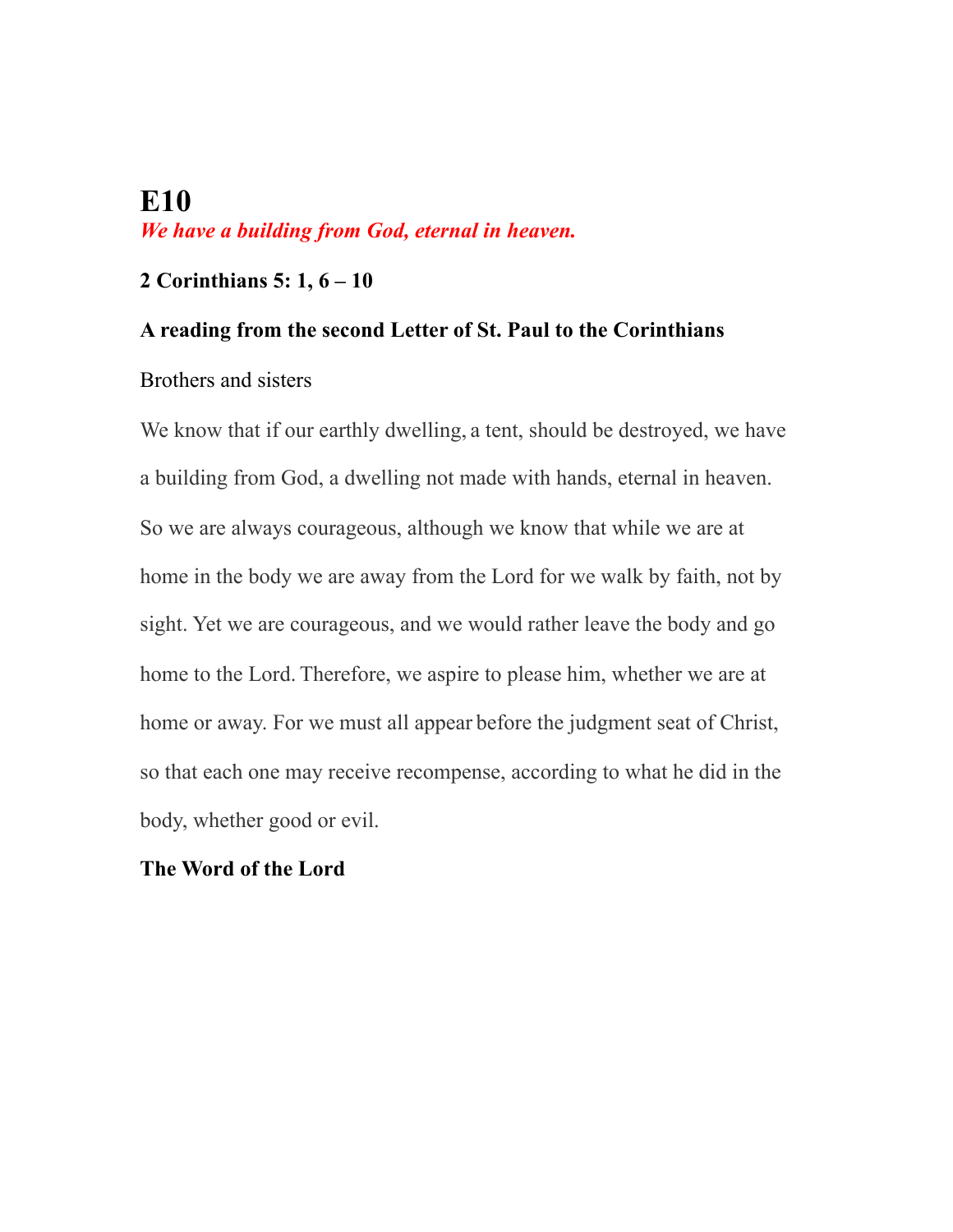# E10

***We have a building from God, eternal in heaven.***

**2 Corinthians 5: 1, 6 – 10**

**A reading from the second Letter of St. Paul to the Corinthians**

Brothers and sisters

We know that if our earthly dwelling, a tent, should be destroyed, we have a building from God, a dwelling not made with hands, eternal in heaven. So we are always courageous, although we know that while we are at home in the body we are away from the Lord for we walk by faith, not by sight. Yet we are courageous, and we would rather leave the body and go home to the Lord. Therefore, we aspire to please him, whether we are at home or away. For we must all appear before the judgment seat of Christ, so that each one may receive recompense, according to what he did in the body, whether good or evil.

**The Word of the Lord**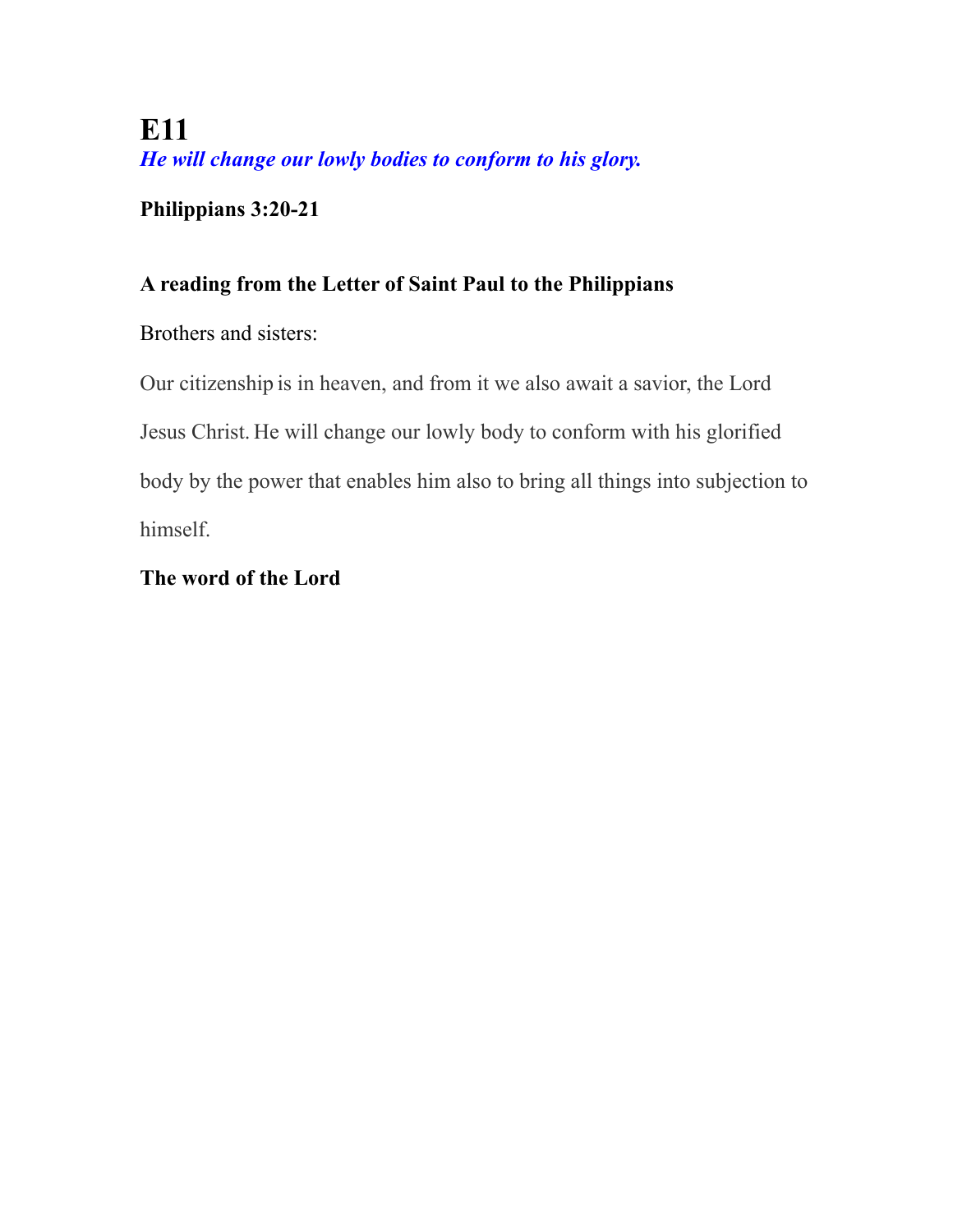# E11

***He will change our lowly bodies to conform to his glory.***

**Philippians 3:20-21**

**A reading from the Letter of Saint Paul to the Philippians**

Brothers and sisters:

Our citizenship is in heaven, and from it we also await a savior, the Lord Jesus Christ. He will change our lowly body to conform with his glorified body by the power that enables him also to bring all things into subjection to himself.

**The word of the Lord**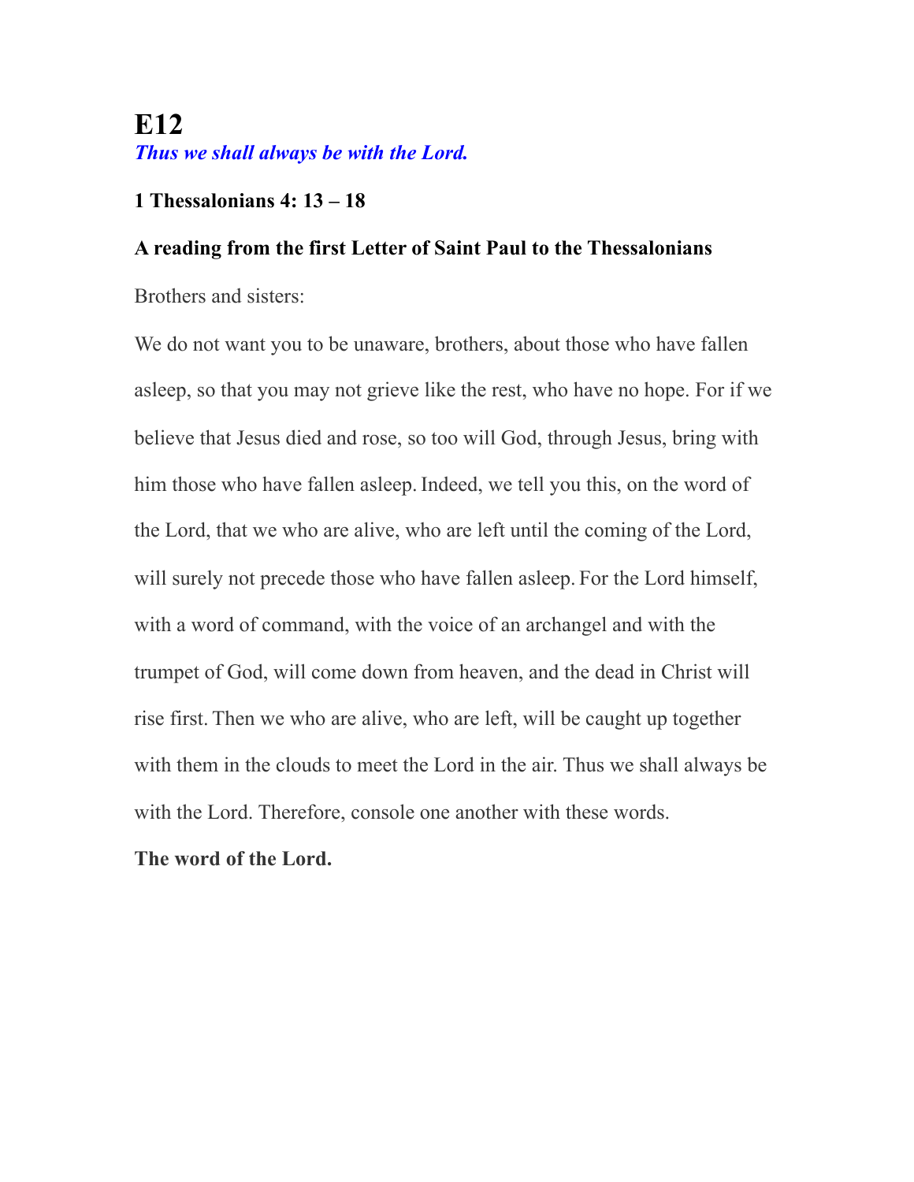# E12

***Thus we shall always be with the Lord.***

**1 Thessalonians 4: 13 – 18**

**A reading from the first Letter of Saint Paul to the Thessalonians**

Brothers and sisters:

We do not want you to be unaware, brothers, about those who have fallen asleep, so that you may not grieve like the rest, who have no hope. For if we believe that Jesus died and rose, so too will God, through Jesus, bring with him those who have fallen asleep. Indeed, we tell you this, on the word of the Lord, that we who are alive, who are left until the coming of the Lord, will surely not precede those who have fallen asleep. For the Lord himself, with a word of command, with the voice of an archangel and with the trumpet of God, will come down from heaven, and the dead in Christ will rise first. Then we who are alive, who are left, will be caught up together with them in the clouds to meet the Lord in the air. Thus we shall always be with the Lord. Therefore, console one another with these words.

**The word of the Lord.**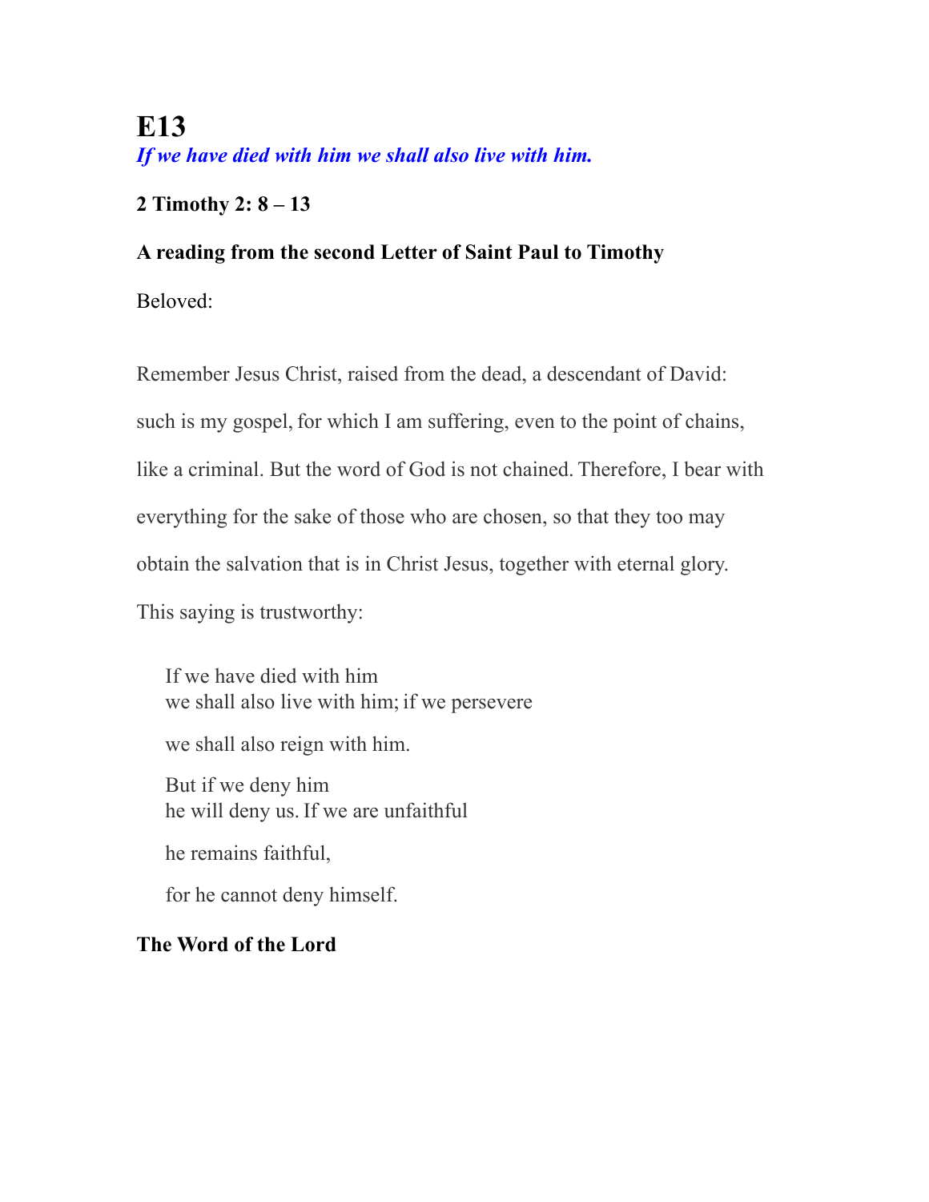# E13

***If we have died with him we shall also live with him.***

**2 Timothy 2: 8 – 13**

**A reading from the second Letter of Saint Paul to Timothy**

Beloved:

Remember Jesus Christ, raised from the dead, a descendant of David: such is my gospel, for which I am suffering, even to the point of chains, like a criminal. But the word of God is not chained. Therefore, I bear with everything for the sake of those who are chosen, so that they too may obtain the salvation that is in Christ Jesus, together with eternal glory.

This saying is trustworthy:

If we have died with him
we shall also live with him; if we persevere

we shall also reign with him.

But if we deny him
he will deny us. If we are unfaithful

he remains faithful,

for he cannot deny himself.

**The Word of the Lord**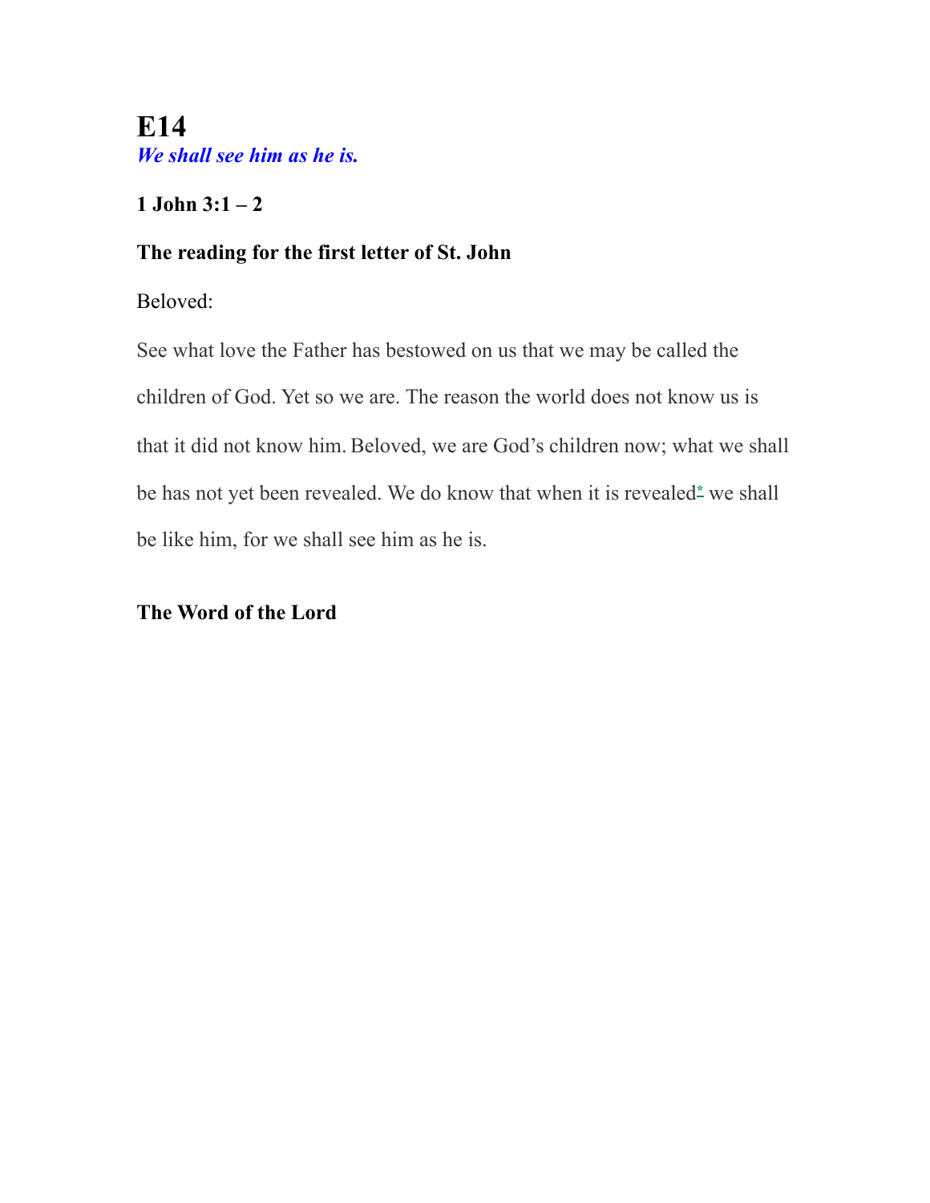# E14

***We shall see him as he is.***

**1 John 3:1 – 2**

**The reading for the first letter of St. John**

Beloved:

See what love the Father has bestowed on us that we may be called the children of God. Yet so we are. The reason the world does not know us is that it did not know him. Beloved, we are God's children now; what we shall be has not yet been revealed. We do know that when it is revealed* we shall be like him, for we shall see him as he is.

**The Word of the Lord**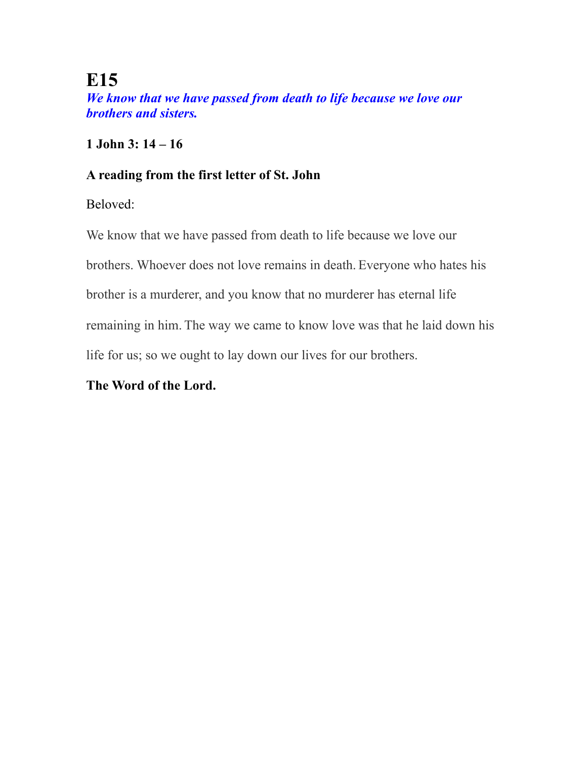# E15

***We know that we have passed from death to life because we love our brothers and sisters.***

**1 John 3: 14 – 16**

**A reading from the first letter of St. John**

Beloved:

We know that we have passed from death to life because we love our brothers. Whoever does not love remains in death. Everyone who hates his brother is a murderer, and you know that no murderer has eternal life remaining in him. The way we came to know love was that he laid down his life for us; so we ought to lay down our lives for our brothers.

**The Word of the Lord.**